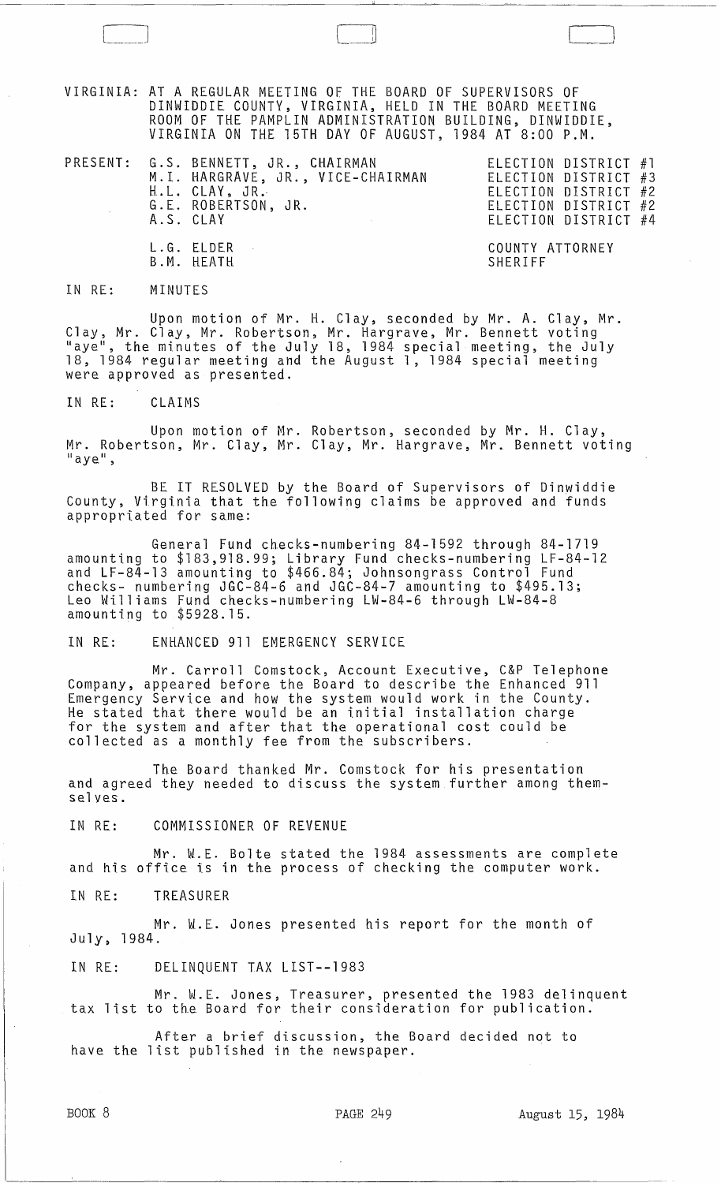VIRGINIA: AT A REGULAR MEETING OF THE BOARD OF SUPERVISORS OF DINWIDDIE COUNTY, VIRGINIA, HELD IN THE BOARD MEETING ROOM OF THE PAMPLIN ADMINISTRATION BUILDING, DINWIDDIE, VIRGINIA ON THE 15TH DAY OF AUGUST, 1984 AT 8:00 P.M.

| PRESENT: | | |
|---|---|---|
| | G.S. BENNETT, JR., CHAIRMAN | ELECTION DISTRICT #1 |
| | M.I. HARGRAVE, JR., VICE-CHAIRMAN | ELECTION DISTRICT #3 |
| | H.L. CLAY, JR. | ELECTION DISTRICT #2 |
| | G.E. ROBERTSON, JR. | ELECTION DISTRICT #2 |
| | A.S. CLAY | ELECTION DISTRICT #4 |
| | L.G. ELDER | COUNTY ATTORNEY |
| | B.M. HEATH | SHERIFF |

IN RE: MINUTES

Upon motion of Mr. H. Clay, seconded by Mr. A. Clay, Mr. Clay, Mr. Clay, Mr. Robertson, Mr. Hargrave, Mr. Bennett voting "aye", the minutes of the July 18, 1984 special meeting, the July 18, 1984 regular meeting and the August 1, 1984 special meeting were approved as presented.

IN RE: CLAIMS

Upon motion of Mr. Robertson, seconded by Mr. H. Clay, Mr. Robertson, Mr. Clay, Mr. Clay, Mr. Hargrave, Mr. Bennett voting "aye",

BE IT RESOLVED by the Board of Supervisors of Dinwiddie County, Virginia that the following claims be approved and funds appropriated for same:

General Fund checks-numbering 84-1592 through 84-1719 amounting to $183,918.99; Library Fund checks-numbering LF-84-12 and LF-84-13 amounting to $466.84; Johnsongrass Control Fund checks- numbering JGC-84-6 and JGC-84-7 amounting to $495.13; Leo Williams Fund checks-numbering LW-84-6 through LW-84-8 amounting to $5928.15.

IN RE: ENHANCED 911 EMERGENCY SERVICE

Mr. Carroll Comstock, Account Executive, C&P Telephone Company, appeared before the Board to describe the Enhanced 911 Emergency Service and how the system would work in the County. He stated that there would be an initial installation charge for the system and after that the operational cost could be collected as a monthly fee from the subscribers.

The Board thanked Mr. Comstock for his presentation and agreed they needed to discuss the system further among themselves.

IN RE: COMMISSIONER OF REVENUE

Mr. W.E. Bolte stated the 1984 assessments are complete and his office is in the process of checking the computer work.

IN RE: TREASURER

Mr. W.E. Jones presented his report for the month of July, 1984.

IN RE: DELINQUENT TAX LIST--1983

Mr. W.E. Jones, Treasurer, presented the 1983 delinquent tax list to the Board for their consideration for publication.

After a brief discussion, the Board decided not to have the list published in the newspaper.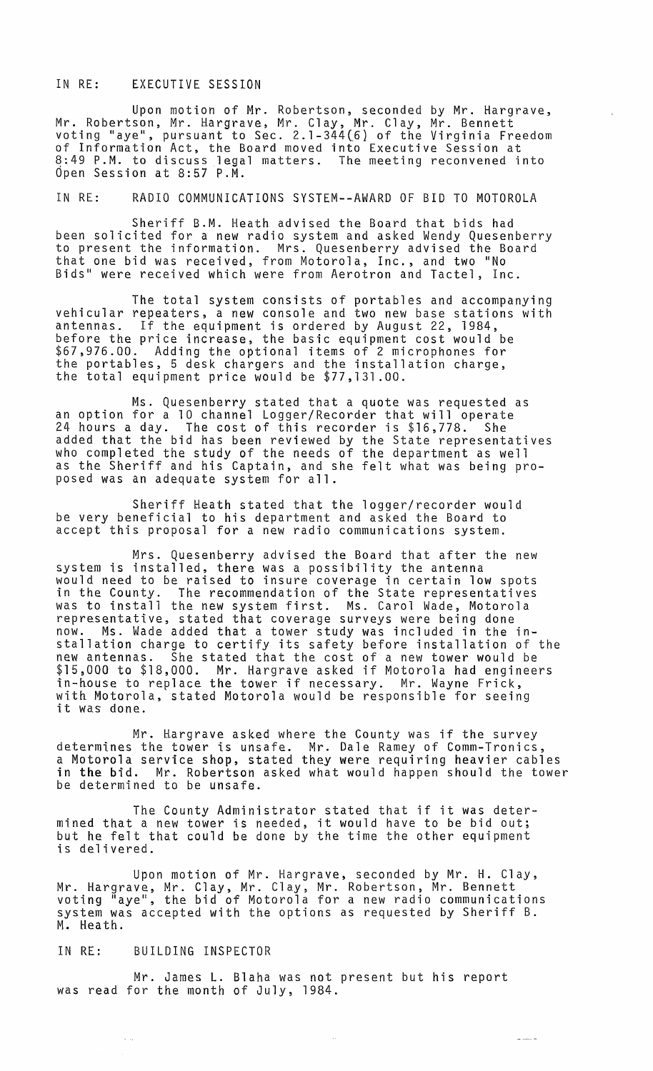IN RE: EXECUTIVE SESSION

Upon motion of Mr. Robertson, seconded by Mr. Hargrave, Mr. Robertson, Mr. Hargrave, Mr. Clay, Mr. Clay, Mr. Bennett voting "aye", pursuant to Sec. 2.1-344(6) of the Virginia Freedom of Information Act, the Board moved into Executive Session at 8:49 P.M. to discuss legal matters. The meeting reconvened into Open Session at 8:57 P.M.

IN RE: RADIO COMMUNICATIONS SYSTEM--AWARD OF BID TO MOTOROLA

Sheriff B.M. Heath advised the Board that bids had been solicited for a new radio system and asked Wendy Quesenberry to present the information. Mrs. Quesenberry advised the Board that one bid was received, from Motorola, Inc., and two "No Bids" were received which were from Aerotron and Tactel, Inc.

The total system consists of portables and accompanying vehicular repeaters, a new console and two new base stations with antennas. If the equipment is ordered by August 22, 1984, before the price increase, the basic equipment cost would be $67,976.00. Adding the optional items of 2 microphones for the portables, 5 desk chargers and the installation charge, the total equipment price would be $77,131.00.

Ms. Quesenberry stated that a quote was requested as an option for a 10 channel Logger/Recorder that will operate 24 hours a day. The cost of this recorder is $16,778. She added that the bid has been reviewed by the State representatives who completed the study of the needs of the department as well as the Sheriff and his Captain, and she felt what was being proposed was an adequate system for all.

Sheriff Heath stated that the logger/recorder would be very beneficial to his department and asked the Board to accept this proposal for a new radio communications system.

Mrs. Quesenberry advised the Board that after the new system is installed, there was a possibility the antenna would need to be raised to insure coverage in certain low spots in the County. The recommendation of the State representatives was to install the new system first. Ms. Carol Wade, Motorola representative, stated that coverage surveys were being done now. Ms. Wade added that a tower study was included in the installation charge to certify its safety before installation of the new antennas. She stated that the cost of a new tower would be $15,000 to $18,000. Mr. Hargrave asked if Motorola had engineers in-house to replace the tower if necessary. Mr. Wayne Frick, with Motorola, stated Motorola would be responsible for seeing it was done.

Mr. Hargrave asked where the County was if the survey determines the tower is unsafe. Mr. Dale Ramey of Comm-Tronics, a Motorola service shop, stated they were requiring heavier cables in the bid. Mr. Robertson asked what would happen should the tower be determined to be unsafe.

The County Administrator stated that if it was determined that a new tower is needed, it would have to be bid out; but he felt that could be done by the time the other equipment is delivered.

Upon motion of Mr. Hargrave, seconded by Mr. H. Clay, Mr. Hargrave, Mr. Clay, Mr. Clay, Mr. Robertson, Mr. Bennett voting "aye", the bid of Motorola for a new radio communications system was accepted with the options as requested by Sheriff B. M. Heath.

IN RE: BUILDING INSPECTOR

Mr. James L. Blaha was not present but his report was read for the month of July, 1984.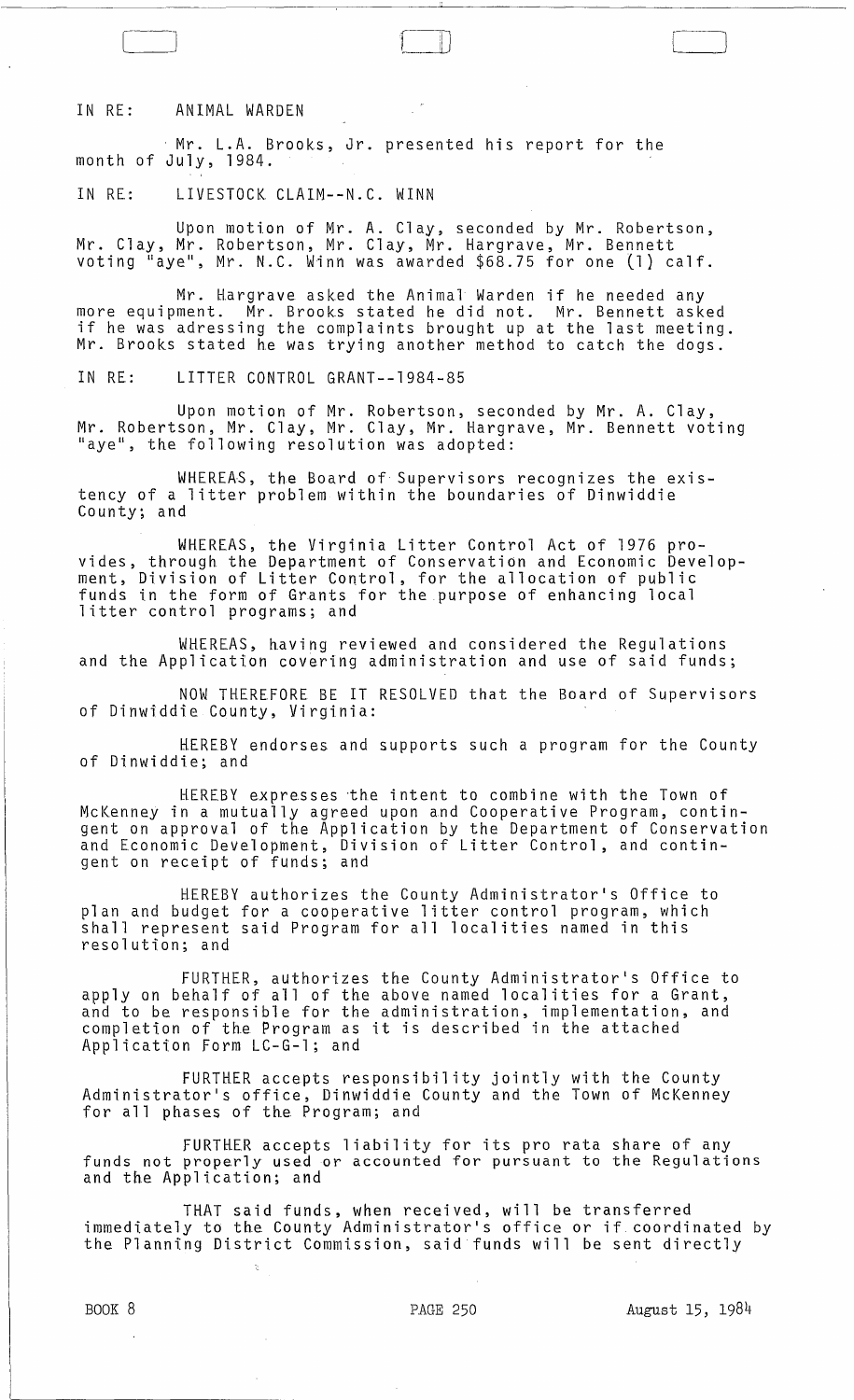IN RE: ANIMAL WARDEN

Mr. L.A. Brooks, Jr. presented his report for the month of July, 1984.

IN RE: LIVESTOCK CLAIM--N.C. WINN

Upon motion of Mr. A. Clay, seconded by Mr. Robertson, Mr. Clay, Mr. Robertson, Mr. Clay, Mr. Hargrave, Mr. Bennett voting "aye", Mr. N.C. Winn was awarded $68.75 for one (1) calf.

Mr. Hargrave asked the Animal Warden if he needed any more equipment. Mr. Brooks stated he did not. Mr. Bennett asked if he was adressing the complaints brought up at the last meeting. Mr. Brooks stated he was trying another method to catch the dogs.

IN RE: LITTER CONTROL GRANT--1984-85

Upon motion of Mr. Robertson, seconded by Mr. A. Clay, Mr. Robertson, Mr. Clay, Mr. Clay, Mr. Hargrave, Mr. Bennett voting "aye", the following resolution was adopted:

WHEREAS, the Board of Supervisors recognizes the existency of a litter problem within the boundaries of Dinwiddie County; and

WHEREAS, the Virginia Litter Control Act of 1976 provides, through the Department of Conservation and Economic Development, Division of Litter Control, for the allocation of public funds in the form of Grants for the purpose of enhancing local litter control programs; and

WHEREAS, having reviewed and considered the Regulations and the Application covering administration and use of said funds;

NOW THEREFORE BE IT RESOLVED that the Board of Supervisors of Dinwiddie County, Virginia:

HEREBY endorses and supports such a program for the County of Dinwiddie; and

HEREBY expresses the intent to combine with the Town of McKenney in a mutually agreed upon and Cooperative Program, contingent on approval of the Application by the Department of Conservation and Economic Development, Division of Litter Control, and contingent on receipt of funds; and

HEREBY authorizes the County Administrator's Office to plan and budget for a cooperative litter control program, which shall represent said Program for all localities named in this resolution; and

FURTHER, authorizes the County Administrator's Office to apply on behalf of all of the above named localities for a Grant, and to be responsible for the administration, implementation, and completion of the Program as it is described in the attached Application Form LC-G-1; and

FURTHER accepts responsibility jointly with the County Administrator's office, Dinwiddie County and the Town of McKenney for all phases of the Program; and

FURTHER accepts liability for its pro rata share of any funds not properly used or accounted for pursuant to the Regulations and the Application; and

THAT said funds, when received, will be transferred immediately to the County Administrator's office or if coordinated by the Planning District Commission, said funds will be sent directly

BOOK 8 PAGE 250 August 15, 1984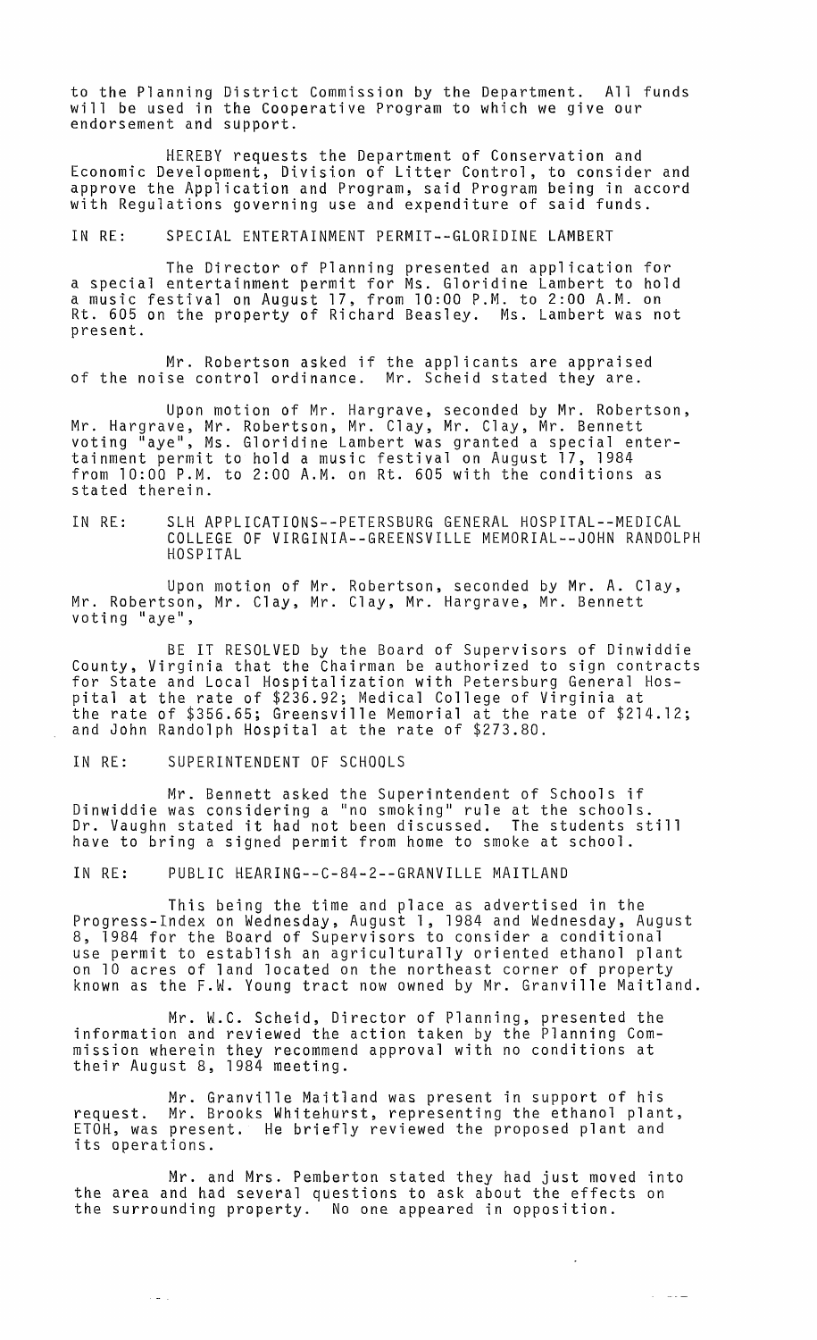to the Planning District Commission by the Department. All funds will be used in the Cooperative Program to which we give our endorsement and support.

HEREBY requests the Department of Conservation and Economic Development, Division of Litter Control, to consider and approve the Application and Program, said Program being in accord with Regulations governing use and expenditure of said funds.

IN RE: SPECIAL ENTERTAINMENT PERMIT--GLORIDINE LAMBERT

The Director of Planning presented an application for a special entertainment permit for Ms. Gloridine Lambert to hold a music festival on August 17, from 10:00 P.M. to 2:00 A.M. on Rt. 605 on the property of Richard Beasley. Ms. Lambert was not present.

Mr. Robertson asked if the applicants are appraised of the noise control ordinance. Mr. Scheid stated they are.

Upon motion of Mr. Hargrave, seconded by Mr. Robertson, Mr. Hargrave, Mr. Robertson, Mr. Clay, Mr. Clay, Mr. Bennett voting "aye", Ms. Gloridine Lambert was granted a special entertainment permit to hold a music festival on August 17, 1984 from 10:00 P.M. to 2:00 A.M. on Rt. 605 with the conditions as stated therein.

IN RE: SLH APPLICATIONS--PETERSBURG GENERAL HOSPITAL--MEDICAL COLLEGE OF VIRGINIA--GREENSVILLE MEMORIAL--JOHN RANDOLPH HOSPITAL

Upon motion of Mr. Robertson, seconded by Mr. A. Clay, Mr. Robertson, Mr. Clay, Mr. Clay, Mr. Hargrave, Mr. Bennett voting "aye",

BE IT RESOLVED by the Board of Supervisors of Dinwiddie County, Virginia that the Chairman be authorized to sign contracts for State and Local Hospitalization with Petersburg General Hospital at the rate of $236.92; Medical College of Virginia at the rate of $356.65; Greensville Memorial at the rate of $214.12; and John Randolph Hospital at the rate of $273.80.

IN RE: SUPERINTENDENT OF SCHOOLS

Mr. Bennett asked the Superintendent of Schools if Dinwiddie was considering a "no smoking" rule at the schools. Dr. Vaughn stated it had not been discussed. The students still have to bring a signed permit from home to smoke at school.

IN RE: PUBLIC HEARING--C-84-2--GRANVILLE MAITLAND

This being the time and place as advertised in the Progress-Index on Wednesday, August 1, 1984 and Wednesday, August 8, 1984 for the Board of Supervisors to consider a conditional use permit to establish an agriculturally oriented ethanol plant on 10 acres of land located on the northeast corner of property known as the F.W. Young tract now owned by Mr. Granville Maitland.

Mr. W.C. Scheid, Director of Planning, presented the information and reviewed the action taken by the Planning Commission wherein they recommend approval with no conditions at their August 8, 1984 meeting.

Mr. Granville Maitland was present in support of his request. Mr. Brooks Whitehurst, representing the ethanol plant, ETOH, was present. He briefly reviewed the proposed plant and its operations.

Mr. and Mrs. Pemberton stated they had just moved into the area and had several questions to ask about the effects on the surrounding property. No one appeared in opposition.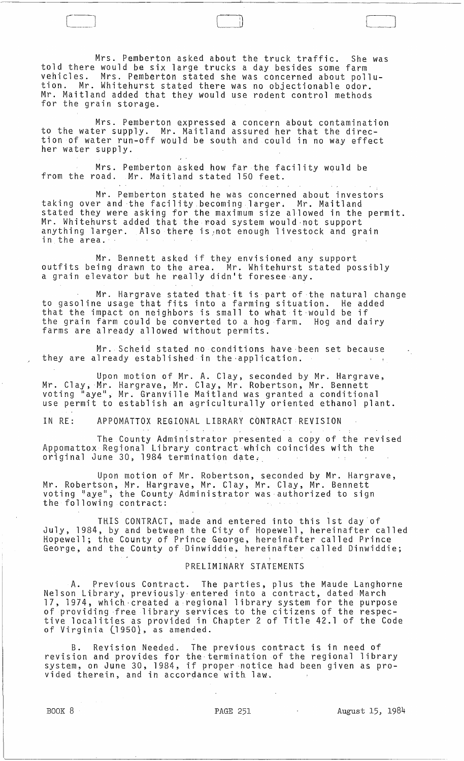Mrs. Pemberton asked about the truck traffic. She was told there would be six large trucks a day besides some farm vehicles. Mrs. Pemberton stated she was concerned about pollution. Mr. Whitehurst stated there was no objectionable odor. Mr. Maitland added that they would use rodent control methods for the grain storage.

Mrs. Pemberton expressed a concern about contamination to the water supply. Mr. Maitland assured her that the direction of water run-off would be south and could in no way effect her water supply.

Mrs. Pemberton asked how far the facility would be from the road. Mr. Maitland stated 150 feet.

Mr. Pemberton stated he was concerned about investors taking over and the facility becoming larger. Mr. Maitland stated they were asking for the maximum size allowed in the permit. Mr. Whitehurst added that the road system would not support anything larger. Also there is not enough livestock and grain in the area.

Mr. Bennett asked if they envisioned any support outfits being drawn to the area. Mr. Whitehurst stated possibly a grain elevator but he really didn't foresee any.

Mr. Hargrave stated that it is part of the natural change to gasoline usage that fits into a farming situation. He added that the impact on neighbors is small to what it would be if the grain farm could be converted to a hog farm. Hog and dairy farms are already allowed without permits.

Mr. Scheid stated no conditions have been set because they are already established in the application.

Upon motion of Mr. A. Clay, seconded by Mr. Hargrave, Mr. Clay, Mr. Hargrave, Mr. Clay, Mr. Robertson, Mr. Bennett voting "aye", Mr. Granville Maitland was granted a conditional use permit to establish an agriculturally oriented ethanol plant.

IN RE: APPOMATTOX REGIONAL LIBRARY CONTRACT REVISION

The County Administrator presented a copy of the revised Appomattox Regional Library contract which coincides with the original June 30, 1984 termination date.

Upon motion of Mr. Robertson, seconded by Mr. Hargrave, Mr. Robertson, Mr. Hargrave, Mr. Clay, Mr. Clay, Mr. Bennett voting "aye", the County Administrator was authorized to sign the following contract:

THIS CONTRACT, made and entered into this 1st day of July, 1984, by and between the City of Hopewell, hereinafter called Hopewell; the County of Prince George, hereinafter called Prince George, and the County of Dinwiddie, hereinafter called Dinwiddie;

PRELIMINARY STATEMENTS

A. Previous Contract. The parties, plus the Maude Langhorne Nelson Library, previously entered into a contract, dated March 17, 1974, which created a regional library system for the purpose of providing free library services to the citizens of the respective localities as provided in Chapter 2 of Title 42.1 of the Code of Virginia (1950), as amended.

B. Revision Needed. The previous contract is in need of revision and provides for the termination of the regional library system, on June 30, 1984, if proper notice had been given as provided therein, and in accordance with law.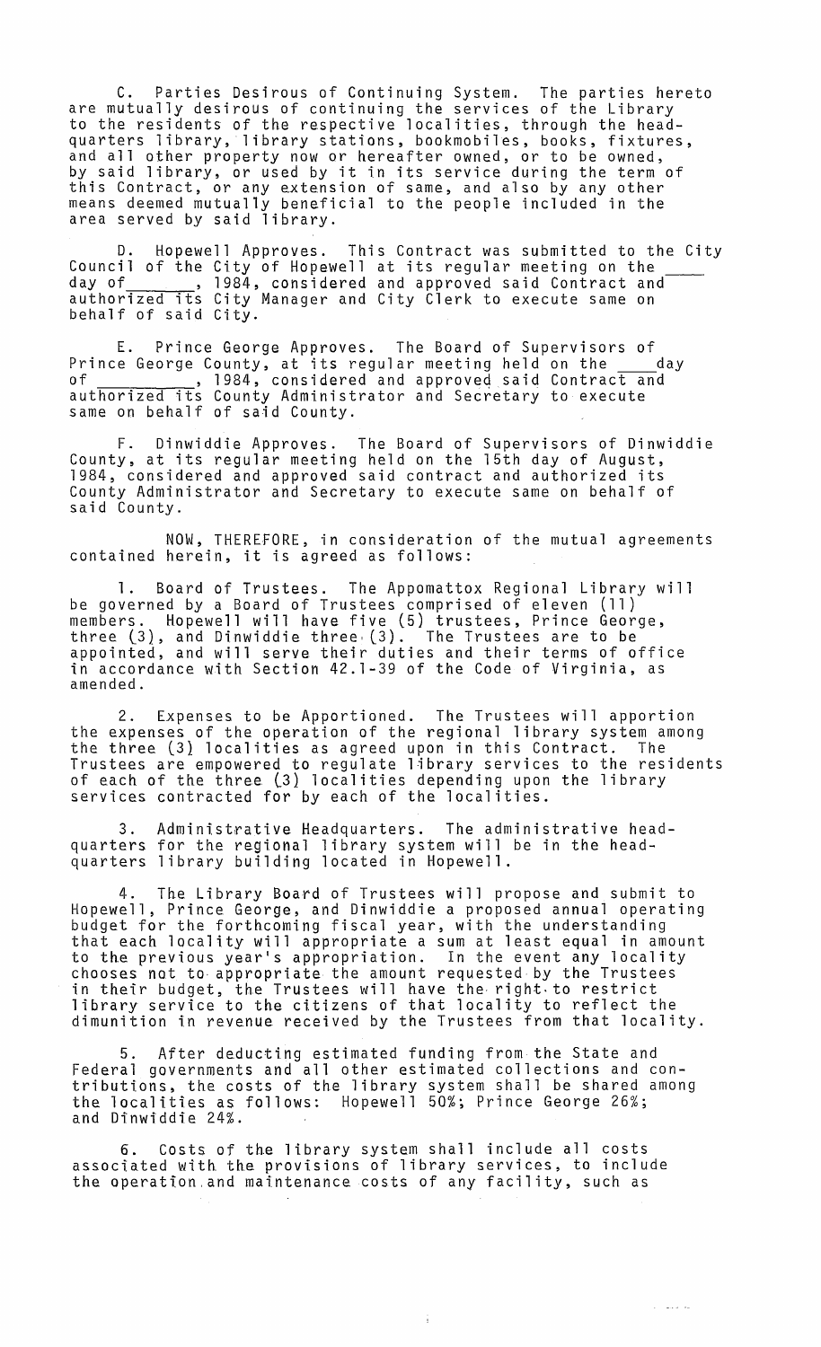C. Parties Desirous of Continuing System. The parties hereto are mutually desirous of continuing the services of the Library to the residents of the respective localities, through the headquarters library, library stations, bookmobiles, books, fixtures, and all other property now or hereafter owned, or to be owned, by said library, or used by it in its service during the term of this Contract, or any extension of same, and also by any other means deemed mutually beneficial to the people included in the area served by said library.

D. Hopewell Approves. This Contract was submitted to the City Council of the City of Hopewell at its regular meeting on the ____ day of ______, 1984, considered and approved said Contract and authorized its City Manager and City Clerk to execute same on behalf of said City.

E. Prince George Approves. The Board of Supervisors of Prince George County, at its regular meeting held on the ____day of __________, 1984, considered and approved said Contract and authorized its County Administrator and Secretary to execute same on behalf of said County.

F. Dinwiddie Approves. The Board of Supervisors of Dinwiddie County, at its regular meeting held on the 15th day of August, 1984, considered and approved said contract and authorized its County Administrator and Secretary to execute same on behalf of said County.

NOW, THEREFORE, in consideration of the mutual agreements contained herein, it is agreed as follows:

1. Board of Trustees. The Appomattox Regional Library will be governed by a Board of Trustees comprised of eleven (11) members. Hopewell will have five (5) trustees, Prince George, three (3), and Dinwiddie three (3). The Trustees are to be appointed, and will serve their duties and their terms of office in accordance with Section 42.1-39 of the Code of Virginia, as amended.

2. Expenses to be Apportioned. The Trustees will apportion the expenses of the operation of the regional library system among the three (3) localities as agreed upon in this Contract. The Trustees are empowered to regulate library services to the residents of each of the three (3) localities depending upon the library services contracted for by each of the localities.

3. Administrative Headquarters. The administrative headquarters for the regional library system will be in the headquarters library building located in Hopewell.

4. The Library Board of Trustees will propose and submit to Hopewell, Prince George, and Dinwiddie a proposed annual operating budget for the forthcoming fiscal year, with the understanding that each locality will appropriate a sum at least equal in amount to the previous year's appropriation. In the event any locality chooses not to appropriate the amount requested by the Trustees in their budget, the Trustees will have the right to restrict library service to the citizens of that locality to reflect the dimunition in revenue received by the Trustees from that locality.

5. After deducting estimated funding from the State and Federal governments and all other estimated collections and contributions, the costs of the library system shall be shared among the localities as follows: Hopewell 50%; Prince George 26%; and Dinwiddie 24%.

6. Costs of the library system shall include all costs associated with the provisions of library services, to include the operation and maintenance costs of any facility, such as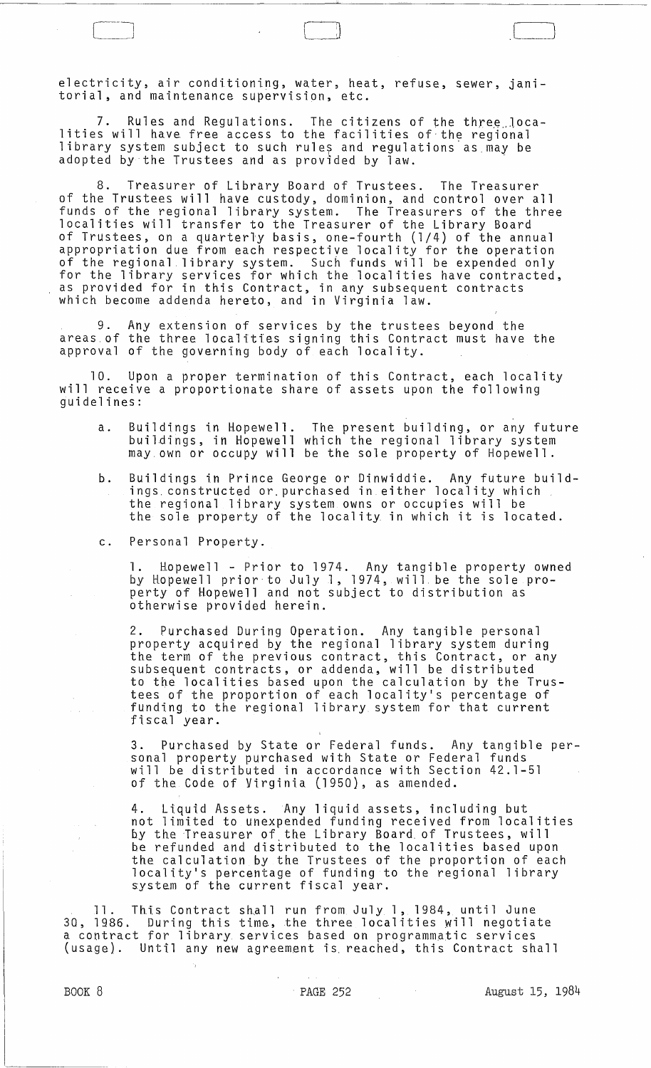electricity, air conditioning, water, heat, refuse, sewer, janitorial, and maintenance supervision, etc.

7. Rules and Regulations. The citizens of the three localities will have free access to the facilities of the regional library system subject to such rules and regulations as may be adopted by the Trustees and as provided by law.

8. Treasurer of Library Board of Trustees. The Treasurer of the Trustees will have custody, dominion, and control over all funds of the regional library system. The Treasurers of the three localities will transfer to the Treasurer of the Library Board of Trustees, on a quarterly basis, one-fourth (1/4) of the annual appropriation due from each respective locality for the operation of the regional library system. Such funds will be expended only for the library services for which the localities have contracted, as provided for in this Contract, in any subsequent contracts which become addenda hereto, and in Virginia law.

9. Any extension of services by the trustees beyond the areas of the three localities signing this Contract must have the approval of the governing body of each locality.

10. Upon a proper termination of this Contract, each locality will receive a proportionate share of assets upon the following guidelines:

a. Buildings in Hopewell. The present building, or any future buildings, in Hopewell which the regional library system may own or occupy will be the sole property of Hopewell.

b. Buildings in Prince George or Dinwiddie. Any future buildings constructed or purchased in either locality which the regional library system owns or occupies will be the sole property of the locality in which it is located.

c. Personal Property.

1. Hopewell - Prior to 1974. Any tangible property owned by Hopewell prior to July 1, 1974, will be the sole property of Hopewell and not subject to distribution as otherwise provided herein.

2. Purchased During Operation. Any tangible personal property acquired by the regional library system during the term of the previous contract, this Contract, or any subsequent contracts, or addenda, will be distributed to the localities based upon the calculation by the Trustees of the proportion of each locality's percentage of funding to the regional library system for that current fiscal year.

3. Purchased by State or Federal funds. Any tangible personal property purchased with State or Federal funds will be distributed in accordance with Section 42.1-51 of the Code of Virginia (1950), as amended.

4. Liquid Assets. Any liquid assets, including but not limited to unexpended funding received from localities by the Treasurer of the Library Board of Trustees, will be refunded and distributed to the localities based upon the calculation by the Trustees of the proportion of each locality's percentage of funding to the regional library system of the current fiscal year.

11. This Contract shall run from July 1, 1984, until June 30, 1986. During this time, the three localities will negotiate a contract for library services based on programmatic services (usage). Until any new agreement is reached, this Contract shall

BOOK 8 PAGE 252 August 15, 1984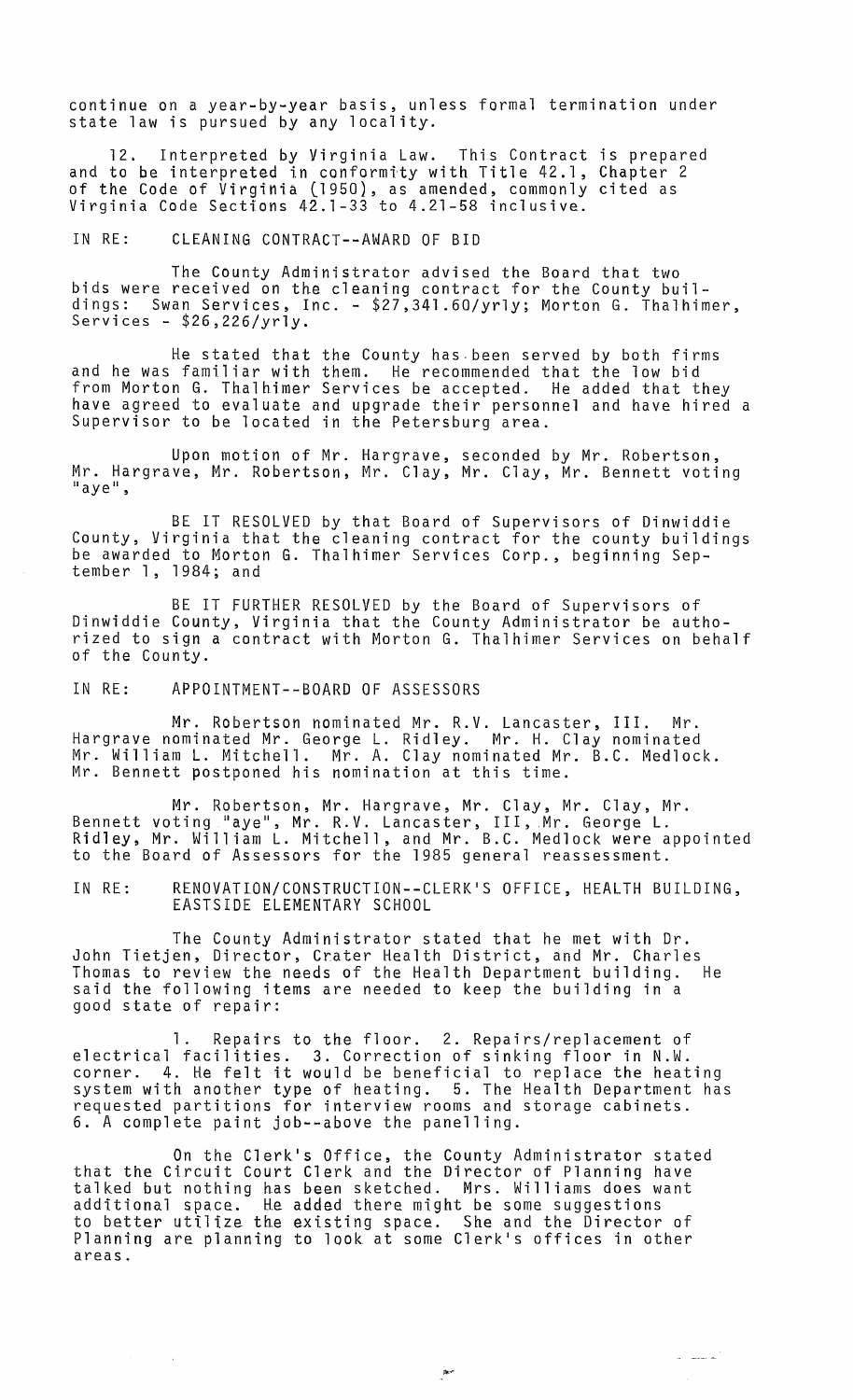continue on a year-by-year basis, unless formal termination under state law is pursued by any locality.

12. Interpreted by Virginia Law. This Contract is prepared and to be interpreted in conformity with Title 42.1, Chapter 2 of the Code of Virginia (1950), as amended, commonly cited as Virginia Code Sections 42.1-33 to 4.21-58 inclusive.

IN RE: CLEANING CONTRACT--AWARD OF BID

The County Administrator advised the Board that two bids were received on the cleaning contract for the County buildings: Swan Services, Inc. - $27,341.60/yrly; Morton G. Thalhimer, Services - $26,226/yrly.

He stated that the County has been served by both firms and he was familiar with them. He recommended that the low bid from Morton G. Thalhimer Services be accepted. He added that they have agreed to evaluate and upgrade their personnel and have hired a Supervisor to be located in the Petersburg area.

Upon motion of Mr. Hargrave, seconded by Mr. Robertson, Mr. Hargrave, Mr. Robertson, Mr. Clay, Mr. Clay, Mr. Bennett voting "aye",

BE IT RESOLVED by that Board of Supervisors of Dinwiddie County, Virginia that the cleaning contract for the county buildings be awarded to Morton G. Thalhimer Services Corp., beginning September 1, 1984; and

BE IT FURTHER RESOLVED by the Board of Supervisors of Dinwiddie County, Virginia that the County Administrator be authorized to sign a contract with Morton G. Thalhimer Services on behalf of the County.

IN RE: APPOINTMENT--BOARD OF ASSESSORS

Mr. Robertson nominated Mr. R.V. Lancaster, III. Mr. Hargrave nominated Mr. George L. Ridley. Mr. H. Clay nominated Mr. William L. Mitchell. Mr. A. Clay nominated Mr. B.C. Medlock. Mr. Bennett postponed his nomination at this time.

Mr. Robertson, Mr. Hargrave, Mr. Clay, Mr. Clay, Mr. Bennett voting "aye", Mr. R.V. Lancaster, III, Mr. George L. Ridley, Mr. William L. Mitchell, and Mr. B.C. Medlock were appointed to the Board of Assessors for the 1985 general reassessment.

IN RE: RENOVATION/CONSTRUCTION--CLERK'S OFFICE, HEALTH BUILDING, EASTSIDE ELEMENTARY SCHOOL

The County Administrator stated that he met with Dr. John Tietjen, Director, Crater Health District, and Mr. Charles Thomas to review the needs of the Health Department building. He said the following items are needed to keep the building in a good state of repair:

1. Repairs to the floor. 2. Repairs/replacement of electrical facilities. 3. Correction of sinking floor in N.W. corner. 4. He felt it would be beneficial to replace the heating system with another type of heating. 5. The Health Department has requested partitions for interview rooms and storage cabinets. 6. A complete paint job--above the panelling.

On the Clerk's Office, the County Administrator stated that the Circuit Court Clerk and the Director of Planning have talked but nothing has been sketched. Mrs. Williams does want additional space. He added there might be some suggestions to better utilize the existing space. She and the Director of Planning are planning to look at some Clerk's offices in other areas.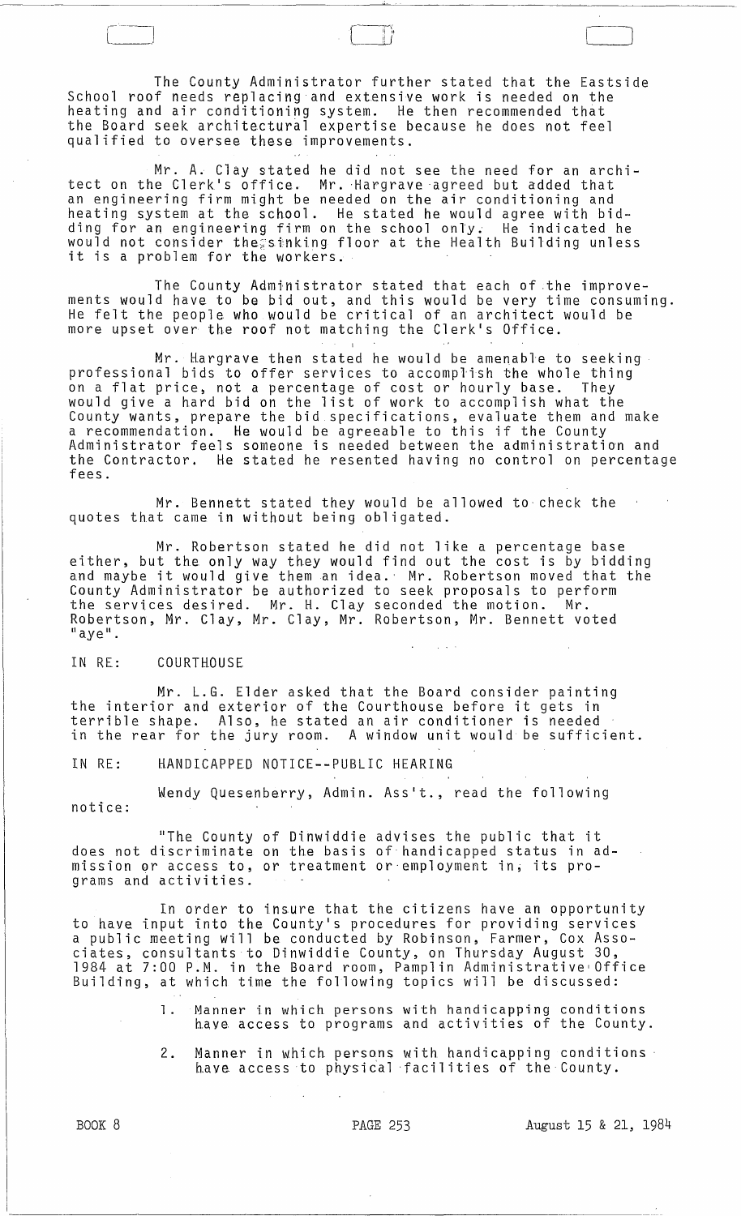The County Administrator further stated that the Eastside School roof needs replacing and extensive work is needed on the heating and air conditioning system. He then recommended that the Board seek architectural expertise because he does not feel qualified to oversee these improvements.

Mr. A. Clay stated he did not see the need for an architect on the Clerk's office. Mr. Hargrave agreed but added that an engineering firm might be needed on the air conditioning and heating system at the school. He stated he would agree with bidding for an engineering firm on the school only. He indicated he would not consider the sinking floor at the Health Building unless it is a problem for the workers.

The County Administrator stated that each of the improvements would have to be bid out, and this would be very time consuming. He felt the people who would be critical of an architect would be more upset over the roof not matching the Clerk's Office.

Mr. Hargrave then stated he would be amenable to seeking professional bids to offer services to accomplish the whole thing on a flat price, not a percentage of cost or hourly base. They would give a hard bid on the list of work to accomplish what the County wants, prepare the bid specifications, evaluate them and make a recommendation. He would be agreeable to this if the County Administrator feels someone is needed between the administration and the Contractor. He stated he resented having no control on percentage fees.

Mr. Bennett stated they would be allowed to check the quotes that came in without being obligated.

Mr. Robertson stated he did not like a percentage base either, but the only way they would find out the cost is by bidding and maybe it would give them an idea. Mr. Robertson moved that the County Administrator be authorized to seek proposals to perform the services desired. Mr. H. Clay seconded the motion. Mr. Robertson, Mr. Clay, Mr. Clay, Mr. Robertson, Mr. Bennett voted "aye".

IN RE: COURTHOUSE

Mr. L.G. Elder asked that the Board consider painting the interior and exterior of the Courthouse before it gets in terrible shape. Also, he stated an air conditioner is needed in the rear for the jury room. A window unit would be sufficient.

IN RE: HANDICAPPED NOTICE--PUBLIC HEARING

Wendy Quesenberry, Admin. Ass't., read the following notice:

"The County of Dinwiddie advises the public that it does not discriminate on the basis of handicapped status in admission or access to, or treatment or employment in, its programs and activities.

In order to insure that the citizens have an opportunity to have input into the County's procedures for providing services a public meeting will be conducted by Robinson, Farmer, Cox Associates, consultants to Dinwiddie County, on Thursday August 30, 1984 at 7:00 P.M. in the Board room, Pamplin Administrative Office Building, at which time the following topics will be discussed:

1. Manner in which persons with handicapping conditions have access to programs and activities of the County.
2. Manner in which persons with handicapping conditions have access to physical facilities of the County.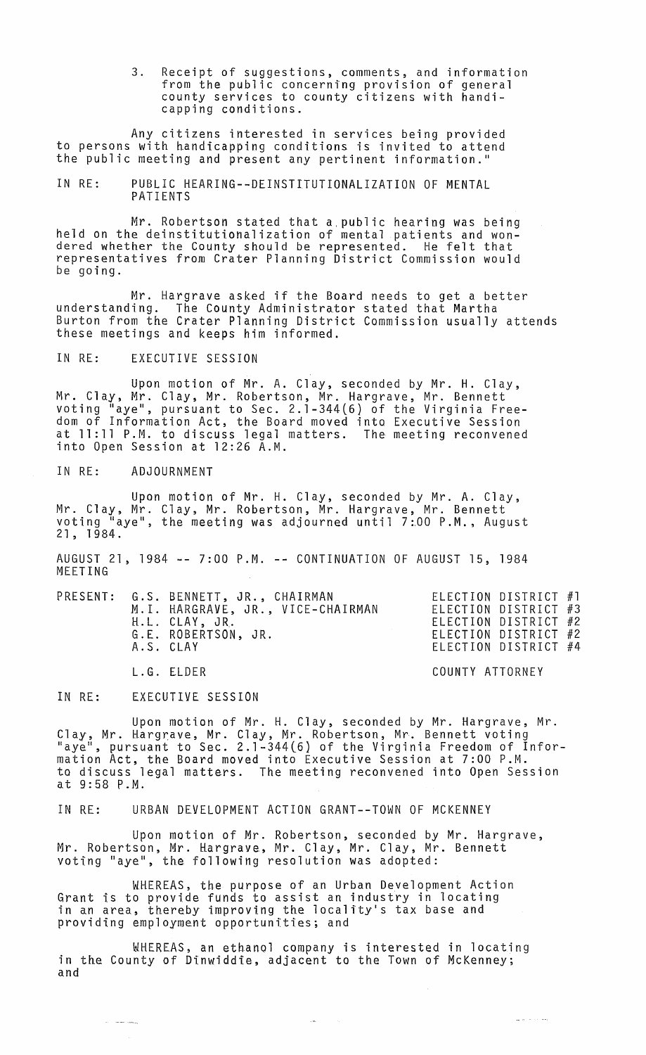3. Receipt of suggestions, comments, and information from the public concerning provision of general county services to county citizens with handicapping conditions.

Any citizens interested in services being provided to persons with handicapping conditions is invited to attend the public meeting and present any pertinent information."

IN RE: PUBLIC HEARING--DEINSTITUTIONALIZATION OF MENTAL PATIENTS

Mr. Robertson stated that a public hearing was being held on the deinstitutionalization of mental patients and wondered whether the County should be represented. He felt that representatives from Crater Planning District Commission would be going.

Mr. Hargrave asked if the Board needs to get a better understanding. The County Administrator stated that Martha Burton from the Crater Planning District Commission usually attends these meetings and keeps him informed.

IN RE: EXECUTIVE SESSION

Upon motion of Mr. A. Clay, seconded by Mr. H. Clay, Mr. Clay, Mr. Clay, Mr. Robertson, Mr. Hargrave, Mr. Bennett voting "aye", pursuant to Sec. 2.1-344(6) of the Virginia Freedom of Information Act, the Board moved into Executive Session at 11:11 P.M. to discuss legal matters. The meeting reconvened into Open Session at 12:26 A.M.

IN RE: ADJOURNMENT

Upon motion of Mr. H. Clay, seconded by Mr. A. Clay, Mr. Clay, Mr. Clay, Mr. Robertson, Mr. Hargrave, Mr. Bennett voting "aye", the meeting was adjourned until 7:00 P.M., August 21, 1984.

AUGUST 21, 1984 -- 7:00 P.M. -- CONTINUATION OF AUGUST 15, 1984 MEETING

| PRESENT: | | |
|---|---|---|
| | G.S. BENNETT, JR., CHAIRMAN | ELECTION DISTRICT #1 |
| | M.I. HARGRAVE, JR., VICE-CHAIRMAN | ELECTION DISTRICT #3 |
| | H.L. CLAY, JR. | ELECTION DISTRICT #2 |
| | G.E. ROBERTSON, JR. | ELECTION DISTRICT #2 |
| | A.S. CLAY | ELECTION DISTRICT #4 |
| | L.G. ELDER | COUNTY ATTORNEY |

IN RE: EXECUTIVE SESSION

Upon motion of Mr. H. Clay, seconded by Mr. Hargrave, Mr. Clay, Mr. Hargrave, Mr. Clay, Mr. Robertson, Mr. Bennett voting "aye", pursuant to Sec. 2.1-344(6) of the Virginia Freedom of Information Act, the Board moved into Executive Session at 7:00 P.M. to discuss legal matters. The meeting reconvened into Open Session at 9:58 P.M.

IN RE: URBAN DEVELOPMENT ACTION GRANT--TOWN OF MCKENNEY

Upon motion of Mr. Robertson, seconded by Mr. Hargrave, Mr. Robertson, Mr. Hargrave, Mr. Clay, Mr. Clay, Mr. Bennett voting "aye", the following resolution was adopted:

WHEREAS, the purpose of an Urban Development Action Grant is to provide funds to assist an industry in locating in an area, thereby improving the locality's tax base and providing employment opportunities; and

WHEREAS, an ethanol company is interested in locating in the County of Dinwiddie, adjacent to the Town of McKenney; and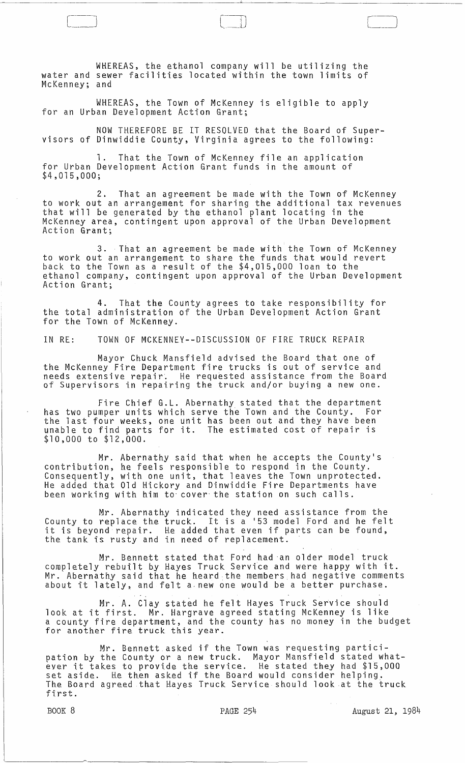WHEREAS, the ethanol company will be utilizing the water and sewer facilities located within the town limits of McKenney; and

WHEREAS, the Town of McKenney is eligible to apply for an Urban Development Action Grant;

NOW THEREFORE BE IT RESOLVED that the Board of Supervisors of Dinwiddie County, Virginia agrees to the following:

1. That the Town of McKenney file an application for Urban Development Action Grant funds in the amount of $4,015,000;

2. That an agreement be made with the Town of McKenney to work out an arrangement for sharing the additional tax revenues that will be generated by the ethanol plant locating in the McKenney area, contingent upon approval of the Urban Development Action Grant;

3. That an agreement be made with the Town of McKenney to work out an arrangement to share the funds that would revert back to the Town as a result of the $4,015,000 loan to the ethanol company, contingent upon approval of the Urban Development Action Grant;

4. That the County agrees to take responsibility for the total administration of the Urban Development Action Grant for the Town of McKenney.

IN RE: TOWN OF MCKENNEY--DISCUSSION OF FIRE TRUCK REPAIR

Mayor Chuck Mansfield advised the Board that one of the McKenney Fire Department fire trucks is out of service and needs extensive repair. He requested assistance from the Board of Supervisors in repairing the truck and/or buying a new one.

Fire Chief G.L. Abernathy stated that the department has two pumper units which serve the Town and the County. For the last four weeks, one unit has been out and they have been unable to find parts for it. The estimated cost of repair is $10,000 to $12,000.

Mr. Abernathy said that when he accepts the County's contribution, he feels responsible to respond in the County. Consequently, with one unit, that leaves the Town unprotected. He added that Old Hickory and Dinwiddie Fire Departments have been working with him to cover the station on such calls.

Mr. Abernathy indicated they need assistance from the County to replace the truck. It is a '53 model Ford and he felt it is beyond repair. He added that even if parts can be found, the tank is rusty and in need of replacement.

Mr. Bennett stated that Ford had an older model truck completely rebuilt by Hayes Truck Service and were happy with it. Mr. Abernathy said that he heard the members had negative comments about it lately, and felt a new one would be a better purchase.

Mr. A. Clay stated he felt Hayes Truck Service should look at it first. Mr. Hargrave agreed stating McKenney is like a county fire department, and the county has no money in the budget for another fire truck this year.

Mr. Bennett asked if the Town was requesting participation by the County or a new truck. Mayor Mansfield stated whatever it takes to provide the service. He stated they had $15,000 set aside. He then asked if the Board would consider helping. The Board agreed that Hayes Truck Service should look at the truck first.

BOOK 8 PAGE 254 August 21, 1984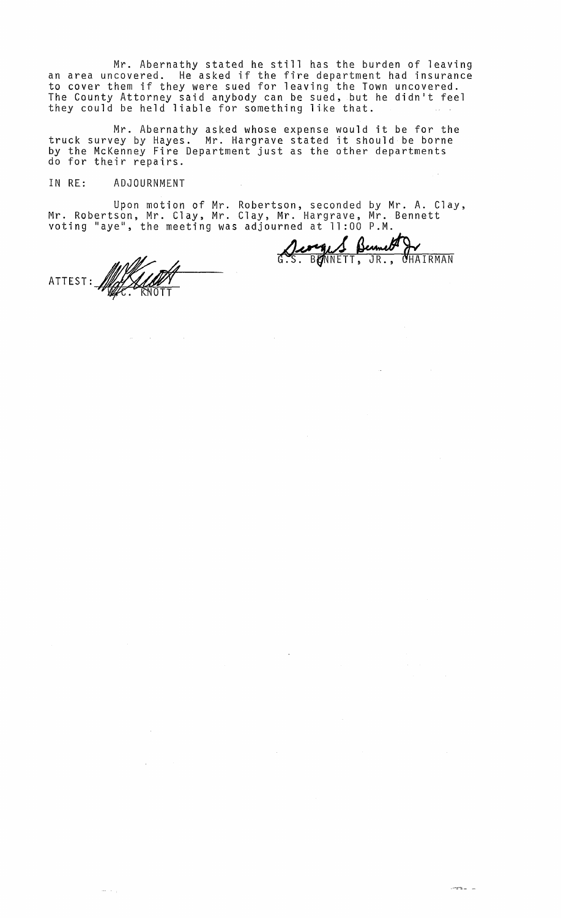Mr. Abernathy stated he still has the burden of leaving an area uncovered. He asked if the fire department had insurance to cover them if they were sued for leaving the Town uncovered. The County Attorney said anybody can be sued, but he didn't feel they could be held liable for something like that.

Mr. Abernathy asked whose expense would it be for the truck survey by Hayes. Mr. Hargrave stated it should be borne by the McKenney Fire Department just as the other departments do for their repairs.

IN RE: ADJOURNMENT

Upon motion of Mr. Robertson, seconded by Mr. A. Clay, Mr. Robertson, Mr. Clay, Mr. Clay, Mr. Hargrave, Mr. Bennett voting "aye", the meeting was adjourned at 11:00 P.M.

G.S. BENNETT, JR., CHAIRMAN

ATTEST: W.C. KNOTT